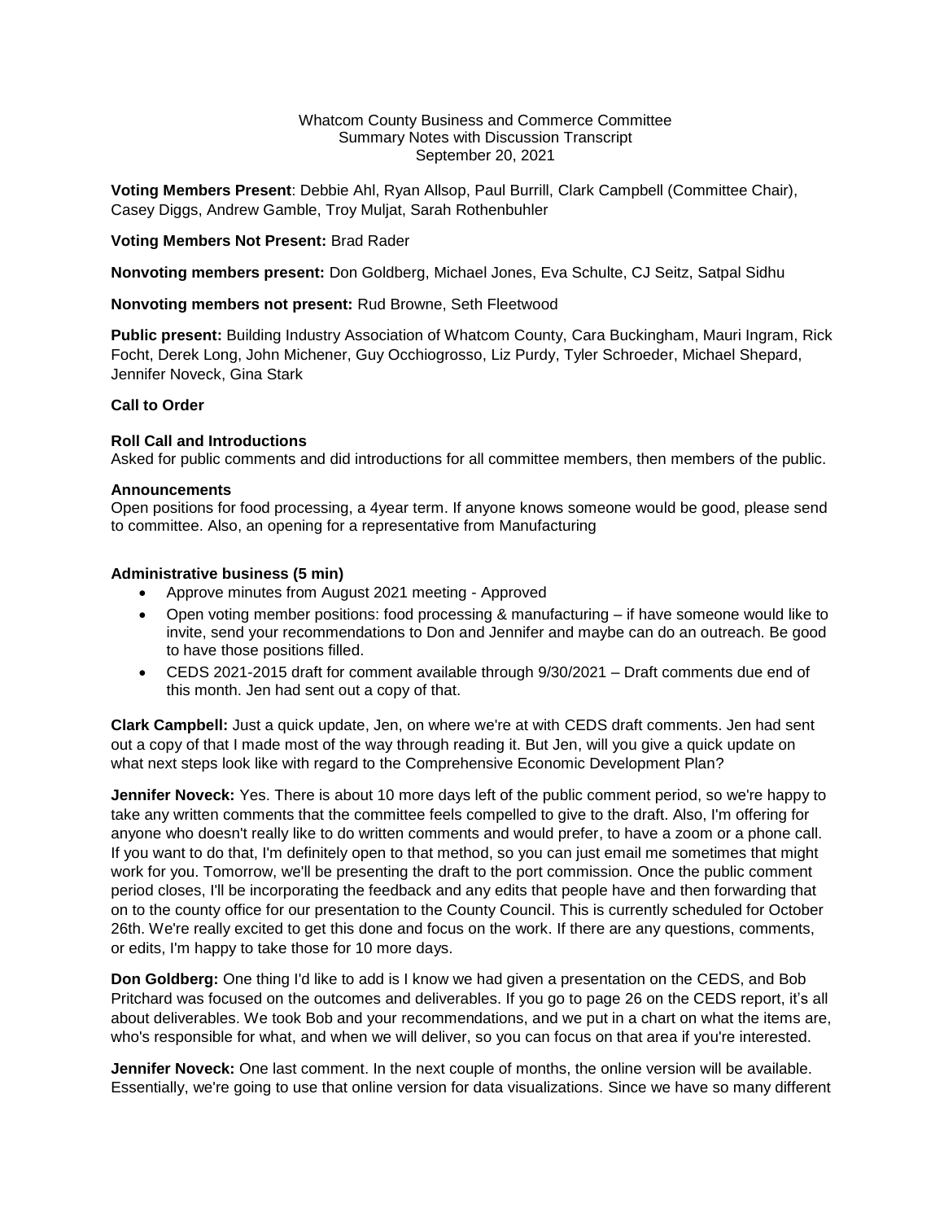Whatcom County Business and Commerce Committee
Summary Notes with Discussion Transcript
September 20, 2021

**Voting Members Present**: Debbie Ahl, Ryan Allsop, Paul Burrill, Clark Campbell (Committee Chair), Casey Diggs, Andrew Gamble, Troy Muljat, Sarah Rothenbuhler

**Voting Members Not Present:** Brad Rader

**Nonvoting members present:** Don Goldberg, Michael Jones, Eva Schulte, CJ Seitz, Satpal Sidhu

**Nonvoting members not present:** Rud Browne, Seth Fleetwood

**Public present:** Building Industry Association of Whatcom County, Cara Buckingham, Mauri Ingram, Rick Focht, Derek Long, John Michener, Guy Occhiogrosso, Liz Purdy, Tyler Schroeder, Michael Shepard, Jennifer Noveck, Gina Stark

**Call to Order**

**Roll Call and Introductions**

Asked for public comments and did introductions for all committee members, then members of the public.

**Announcements**

Open positions for food processing, a 4year term. If anyone knows someone would be good, please send to committee. Also, an opening for a representative from Manufacturing

**Administrative business (5 min)**

- Approve minutes from August 2021 meeting - Approved
- Open voting member positions: food processing & manufacturing – if have someone would like to invite, send your recommendations to Don and Jennifer and maybe can do an outreach. Be good to have those positions filled.
- CEDS 2021-2015 draft for comment available through 9/30/2021 – Draft comments due end of this month. Jen had sent out a copy of that.

**Clark Campbell:** Just a quick update, Jen, on where we're at with CEDS draft comments. Jen had sent out a copy of that I made most of the way through reading it. But Jen, will you give a quick update on what next steps look like with regard to the Comprehensive Economic Development Plan?

**Jennifer Noveck:** Yes. There is about 10 more days left of the public comment period, so we're happy to take any written comments that the committee feels compelled to give to the draft. Also, I'm offering for anyone who doesn't really like to do written comments and would prefer, to have a zoom or a phone call. If you want to do that, I'm definitely open to that method, so you can just email me sometimes that might work for you. Tomorrow, we'll be presenting the draft to the port commission. Once the public comment period closes, I'll be incorporating the feedback and any edits that people have and then forwarding that on to the county office for our presentation to the County Council. This is currently scheduled for October 26th. We're really excited to get this done and focus on the work. If there are any questions, comments, or edits, I'm happy to take those for 10 more days.

**Don Goldberg:** One thing I'd like to add is I know we had given a presentation on the CEDS, and Bob Pritchard was focused on the outcomes and deliverables. If you go to page 26 on the CEDS report, it's all about deliverables. We took Bob and your recommendations, and we put in a chart on what the items are, who's responsible for what, and when we will deliver, so you can focus on that area if you're interested.

**Jennifer Noveck:** One last comment. In the next couple of months, the online version will be available. Essentially, we're going to use that online version for data visualizations. Since we have so many different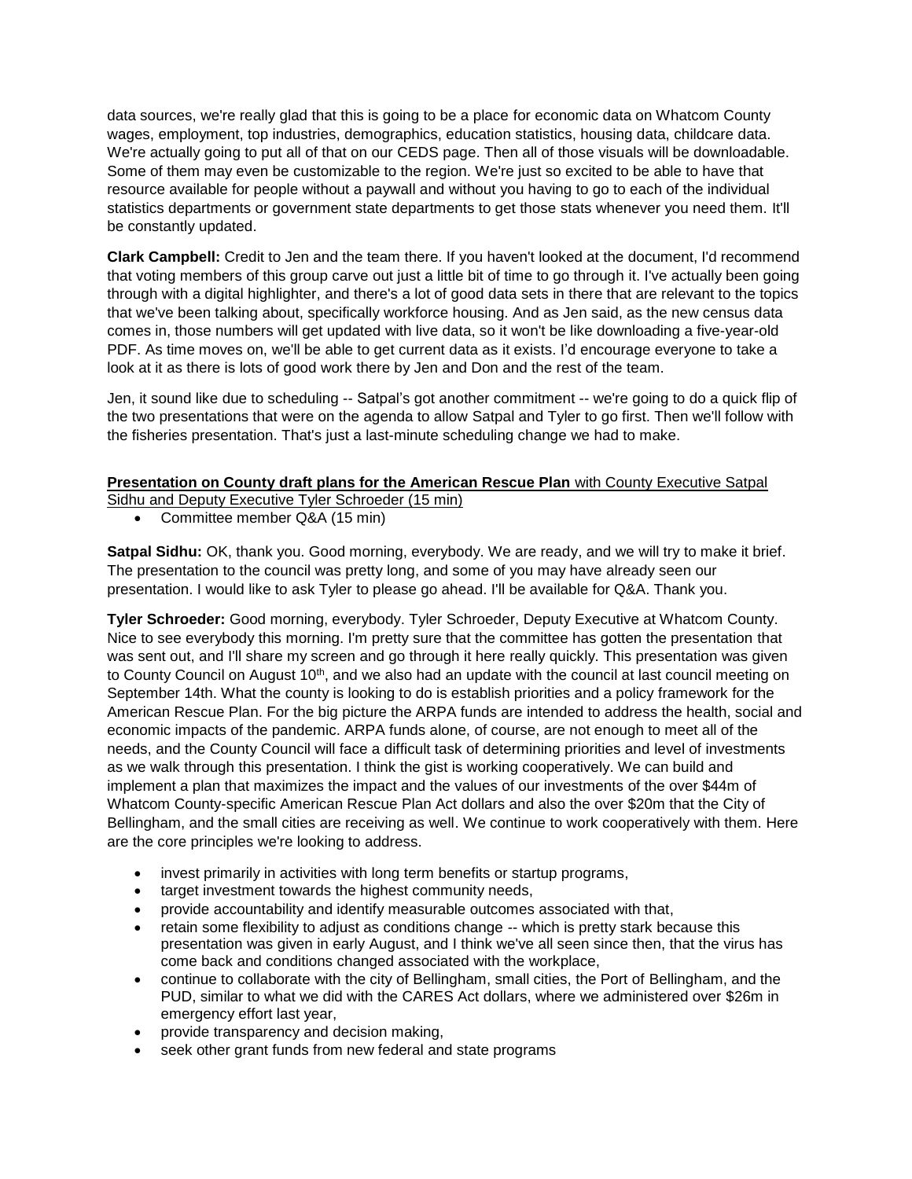data sources, we're really glad that this is going to be a place for economic data on Whatcom County wages, employment, top industries, demographics, education statistics, housing data, childcare data. We're actually going to put all of that on our CEDS page. Then all of those visuals will be downloadable. Some of them may even be customizable to the region. We're just so excited to be able to have that resource available for people without a paywall and without you having to go to each of the individual statistics departments or government state departments to get those stats whenever you need them. It'll be constantly updated.

**Clark Campbell:** Credit to Jen and the team there. If you haven't looked at the document, I'd recommend that voting members of this group carve out just a little bit of time to go through it. I've actually been going through with a digital highlighter, and there's a lot of good data sets in there that are relevant to the topics that we've been talking about, specifically workforce housing. And as Jen said, as the new census data comes in, those numbers will get updated with live data, so it won't be like downloading a five-year-old PDF. As time moves on, we'll be able to get current data as it exists. I'd encourage everyone to take a look at it as there is lots of good work there by Jen and Don and the rest of the team.

Jen, it sound like due to scheduling -- Satpal's got another commitment -- we're going to do a quick flip of the two presentations that were on the agenda to allow Satpal and Tyler to go first. Then we'll follow with the fisheries presentation. That's just a last-minute scheduling change we had to make.

**Presentation on County draft plans for the American Rescue Plan** with County Executive Satpal Sidhu and Deputy Executive Tyler Schroeder (15 min)

- Committee member Q&A (15 min)

**Satpal Sidhu:** OK, thank you. Good morning, everybody. We are ready, and we will try to make it brief. The presentation to the council was pretty long, and some of you may have already seen our presentation. I would like to ask Tyler to please go ahead. I'll be available for Q&A. Thank you.

**Tyler Schroeder:** Good morning, everybody. Tyler Schroeder, Deputy Executive at Whatcom County. Nice to see everybody this morning. I'm pretty sure that the committee has gotten the presentation that was sent out, and I'll share my screen and go through it here really quickly. This presentation was given to County Council on August 10th, and we also had an update with the council at last council meeting on September 14th. What the county is looking to do is establish priorities and a policy framework for the American Rescue Plan. For the big picture the ARPA funds are intended to address the health, social and economic impacts of the pandemic. ARPA funds alone, of course, are not enough to meet all of the needs, and the County Council will face a difficult task of determining priorities and level of investments as we walk through this presentation. I think the gist is working cooperatively. We can build and implement a plan that maximizes the impact and the values of our investments of the over $44m of Whatcom County-specific American Rescue Plan Act dollars and also the over $20m that the City of Bellingham, and the small cities are receiving as well. We continue to work cooperatively with them. Here are the core principles we're looking to address.

- invest primarily in activities with long term benefits or startup programs,
- target investment towards the highest community needs,
- provide accountability and identify measurable outcomes associated with that,
- retain some flexibility to adjust as conditions change -- which is pretty stark because this presentation was given in early August, and I think we've all seen since then, that the virus has come back and conditions changed associated with the workplace,
- continue to collaborate with the city of Bellingham, small cities, the Port of Bellingham, and the PUD, similar to what we did with the CARES Act dollars, where we administered over $26m in emergency effort last year,
- provide transparency and decision making,
- seek other grant funds from new federal and state programs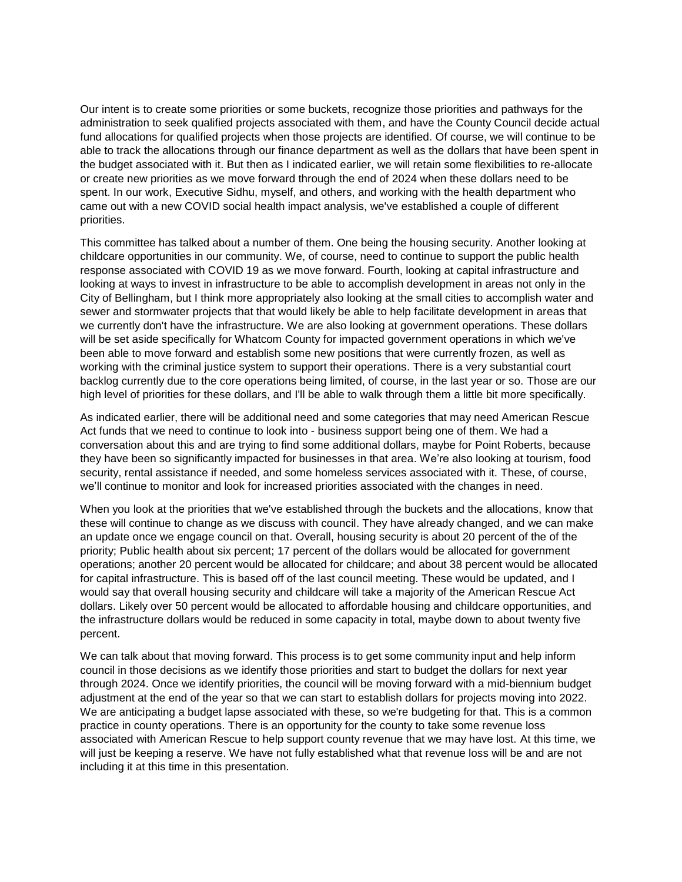Our intent is to create some priorities or some buckets, recognize those priorities and pathways for the administration to seek qualified projects associated with them, and have the County Council decide actual fund allocations for qualified projects when those projects are identified. Of course, we will continue to be able to track the allocations through our finance department as well as the dollars that have been spent in the budget associated with it. But then as I indicated earlier, we will retain some flexibilities to re-allocate or create new priorities as we move forward through the end of 2024 when these dollars need to be spent. In our work, Executive Sidhu, myself, and others, and working with the health department who came out with a new COVID social health impact analysis, we've established a couple of different priorities.

This committee has talked about a number of them. One being the housing security. Another looking at childcare opportunities in our community. We, of course, need to continue to support the public health response associated with COVID 19 as we move forward. Fourth, looking at capital infrastructure and looking at ways to invest in infrastructure to be able to accomplish development in areas not only in the City of Bellingham, but I think more appropriately also looking at the small cities to accomplish water and sewer and stormwater projects that that would likely be able to help facilitate development in areas that we currently don't have the infrastructure. We are also looking at government operations. These dollars will be set aside specifically for Whatcom County for impacted government operations in which we've been able to move forward and establish some new positions that were currently frozen, as well as working with the criminal justice system to support their operations. There is a very substantial court backlog currently due to the core operations being limited, of course, in the last year or so. Those are our high level of priorities for these dollars, and I'll be able to walk through them a little bit more specifically.

As indicated earlier, there will be additional need and some categories that may need American Rescue Act funds that we need to continue to look into - business support being one of them. We had a conversation about this and are trying to find some additional dollars, maybe for Point Roberts, because they have been so significantly impacted for businesses in that area. We're also looking at tourism, food security, rental assistance if needed, and some homeless services associated with it. These, of course, we'll continue to monitor and look for increased priorities associated with the changes in need.

When you look at the priorities that we've established through the buckets and the allocations, know that these will continue to change as we discuss with council. They have already changed, and we can make an update once we engage council on that. Overall, housing security is about 20 percent of the of the priority; Public health about six percent; 17 percent of the dollars would be allocated for government operations; another 20 percent would be allocated for childcare; and about 38 percent would be allocated for capital infrastructure. This is based off of the last council meeting. These would be updated, and I would say that overall housing security and childcare will take a majority of the American Rescue Act dollars. Likely over 50 percent would be allocated to affordable housing and childcare opportunities, and the infrastructure dollars would be reduced in some capacity in total, maybe down to about twenty five percent.

We can talk about that moving forward. This process is to get some community input and help inform council in those decisions as we identify those priorities and start to budget the dollars for next year through 2024. Once we identify priorities, the council will be moving forward with a mid-biennium budget adjustment at the end of the year so that we can start to establish dollars for projects moving into 2022. We are anticipating a budget lapse associated with these, so we're budgeting for that. This is a common practice in county operations. There is an opportunity for the county to take some revenue loss associated with American Rescue to help support county revenue that we may have lost. At this time, we will just be keeping a reserve. We have not fully established what that revenue loss will be and are not including it at this time in this presentation.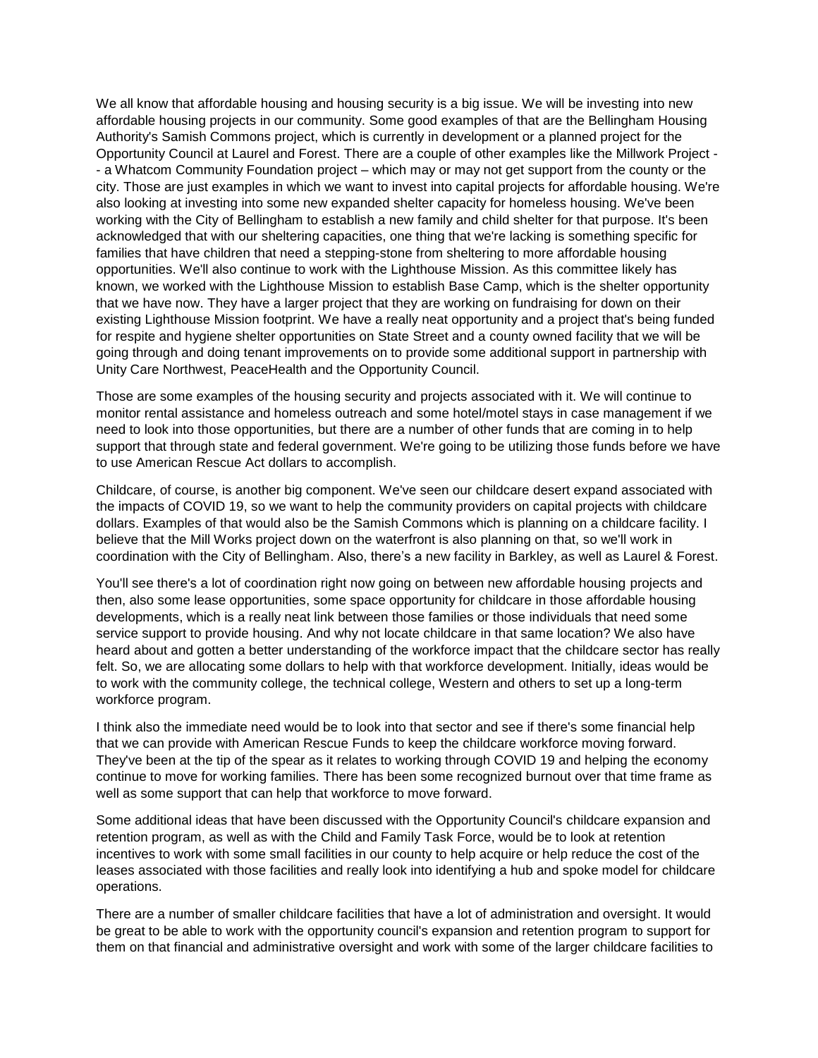We all know that affordable housing and housing security is a big issue. We will be investing into new affordable housing projects in our community. Some good examples of that are the Bellingham Housing Authority's Samish Commons project, which is currently in development or a planned project for the Opportunity Council at Laurel and Forest. There are a couple of other examples like the Millwork Project -- a Whatcom Community Foundation project – which may or may not get support from the county or the city. Those are just examples in which we want to invest into capital projects for affordable housing. We're also looking at investing into some new expanded shelter capacity for homeless housing. We've been working with the City of Bellingham to establish a new family and child shelter for that purpose. It's been acknowledged that with our sheltering capacities, one thing that we're lacking is something specific for families that have children that need a stepping-stone from sheltering to more affordable housing opportunities. We'll also continue to work with the Lighthouse Mission. As this committee likely has known, we worked with the Lighthouse Mission to establish Base Camp, which is the shelter opportunity that we have now. They have a larger project that they are working on fundraising for down on their existing Lighthouse Mission footprint. We have a really neat opportunity and a project that's being funded for respite and hygiene shelter opportunities on State Street and a county owned facility that we will be going through and doing tenant improvements on to provide some additional support in partnership with Unity Care Northwest, PeaceHealth and the Opportunity Council.

Those are some examples of the housing security and projects associated with it. We will continue to monitor rental assistance and homeless outreach and some hotel/motel stays in case management if we need to look into those opportunities, but there are a number of other funds that are coming in to help support that through state and federal government. We're going to be utilizing those funds before we have to use American Rescue Act dollars to accomplish.

Childcare, of course, is another big component. We've seen our childcare desert expand associated with the impacts of COVID 19, so we want to help the community providers on capital projects with childcare dollars. Examples of that would also be the Samish Commons which is planning on a childcare facility. I believe that the Mill Works project down on the waterfront is also planning on that, so we'll work in coordination with the City of Bellingham. Also, there's a new facility in Barkley, as well as Laurel & Forest.

You'll see there's a lot of coordination right now going on between new affordable housing projects and then, also some lease opportunities, some space opportunity for childcare in those affordable housing developments, which is a really neat link between those families or those individuals that need some service support to provide housing. And why not locate childcare in that same location? We also have heard about and gotten a better understanding of the workforce impact that the childcare sector has really felt. So, we are allocating some dollars to help with that workforce development. Initially, ideas would be to work with the community college, the technical college, Western and others to set up a long-term workforce program.

I think also the immediate need would be to look into that sector and see if there's some financial help that we can provide with American Rescue Funds to keep the childcare workforce moving forward. They've been at the tip of the spear as it relates to working through COVID 19 and helping the economy continue to move for working families. There has been some recognized burnout over that time frame as well as some support that can help that workforce to move forward.

Some additional ideas that have been discussed with the Opportunity Council's childcare expansion and retention program, as well as with the Child and Family Task Force, would be to look at retention incentives to work with some small facilities in our county to help acquire or help reduce the cost of the leases associated with those facilities and really look into identifying a hub and spoke model for childcare operations.

There are a number of smaller childcare facilities that have a lot of administration and oversight. It would be great to be able to work with the opportunity council's expansion and retention program to support for them on that financial and administrative oversight and work with some of the larger childcare facilities to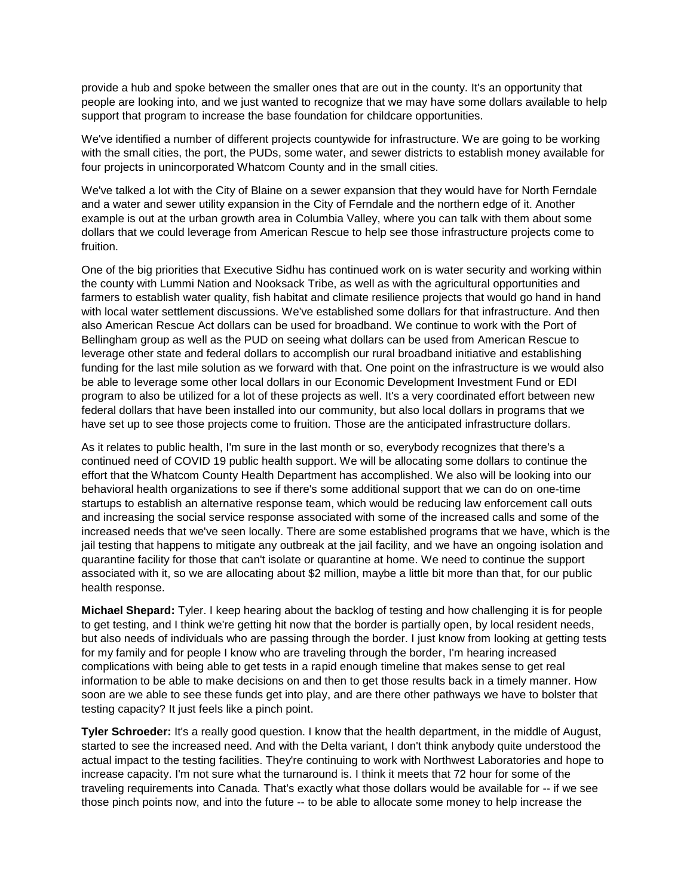provide a hub and spoke between the smaller ones that are out in the county. It's an opportunity that people are looking into, and we just wanted to recognize that we may have some dollars available to help support that program to increase the base foundation for childcare opportunities.

We've identified a number of different projects countywide for infrastructure. We are going to be working with the small cities, the port, the PUDs, some water, and sewer districts to establish money available for four projects in unincorporated Whatcom County and in the small cities.

We've talked a lot with the City of Blaine on a sewer expansion that they would have for North Ferndale and a water and sewer utility expansion in the City of Ferndale and the northern edge of it. Another example is out at the urban growth area in Columbia Valley, where you can talk with them about some dollars that we could leverage from American Rescue to help see those infrastructure projects come to fruition.

One of the big priorities that Executive Sidhu has continued work on is water security and working within the county with Lummi Nation and Nooksack Tribe, as well as with the agricultural opportunities and farmers to establish water quality, fish habitat and climate resilience projects that would go hand in hand with local water settlement discussions. We've established some dollars for that infrastructure. And then also American Rescue Act dollars can be used for broadband. We continue to work with the Port of Bellingham group as well as the PUD on seeing what dollars can be used from American Rescue to leverage other state and federal dollars to accomplish our rural broadband initiative and establishing funding for the last mile solution as we forward with that. One point on the infrastructure is we would also be able to leverage some other local dollars in our Economic Development Investment Fund or EDI program to also be utilized for a lot of these projects as well. It's a very coordinated effort between new federal dollars that have been installed into our community, but also local dollars in programs that we have set up to see those projects come to fruition. Those are the anticipated infrastructure dollars.

As it relates to public health, I'm sure in the last month or so, everybody recognizes that there's a continued need of COVID 19 public health support. We will be allocating some dollars to continue the effort that the Whatcom County Health Department has accomplished. We also will be looking into our behavioral health organizations to see if there's some additional support that we can do on one-time startups to establish an alternative response team, which would be reducing law enforcement call outs and increasing the social service response associated with some of the increased calls and some of the increased needs that we've seen locally. There are some established programs that we have, which is the jail testing that happens to mitigate any outbreak at the jail facility, and we have an ongoing isolation and quarantine facility for those that can't isolate or quarantine at home. We need to continue the support associated with it, so we are allocating about $2 million, maybe a little bit more than that, for our public health response.

**Michael Shepard:** Tyler. I keep hearing about the backlog of testing and how challenging it is for people to get testing, and I think we're getting hit now that the border is partially open, by local resident needs, but also needs of individuals who are passing through the border. I just know from looking at getting tests for my family and for people I know who are traveling through the border, I'm hearing increased complications with being able to get tests in a rapid enough timeline that makes sense to get real information to be able to make decisions on and then to get those results back in a timely manner. How soon are we able to see these funds get into play, and are there other pathways we have to bolster that testing capacity? It just feels like a pinch point.

**Tyler Schroeder:** It's a really good question. I know that the health department, in the middle of August, started to see the increased need. And with the Delta variant, I don't think anybody quite understood the actual impact to the testing facilities. They're continuing to work with Northwest Laboratories and hope to increase capacity. I'm not sure what the turnaround is. I think it meets that 72 hour for some of the traveling requirements into Canada. That's exactly what those dollars would be available for -- if we see those pinch points now, and into the future -- to be able to allocate some money to help increase the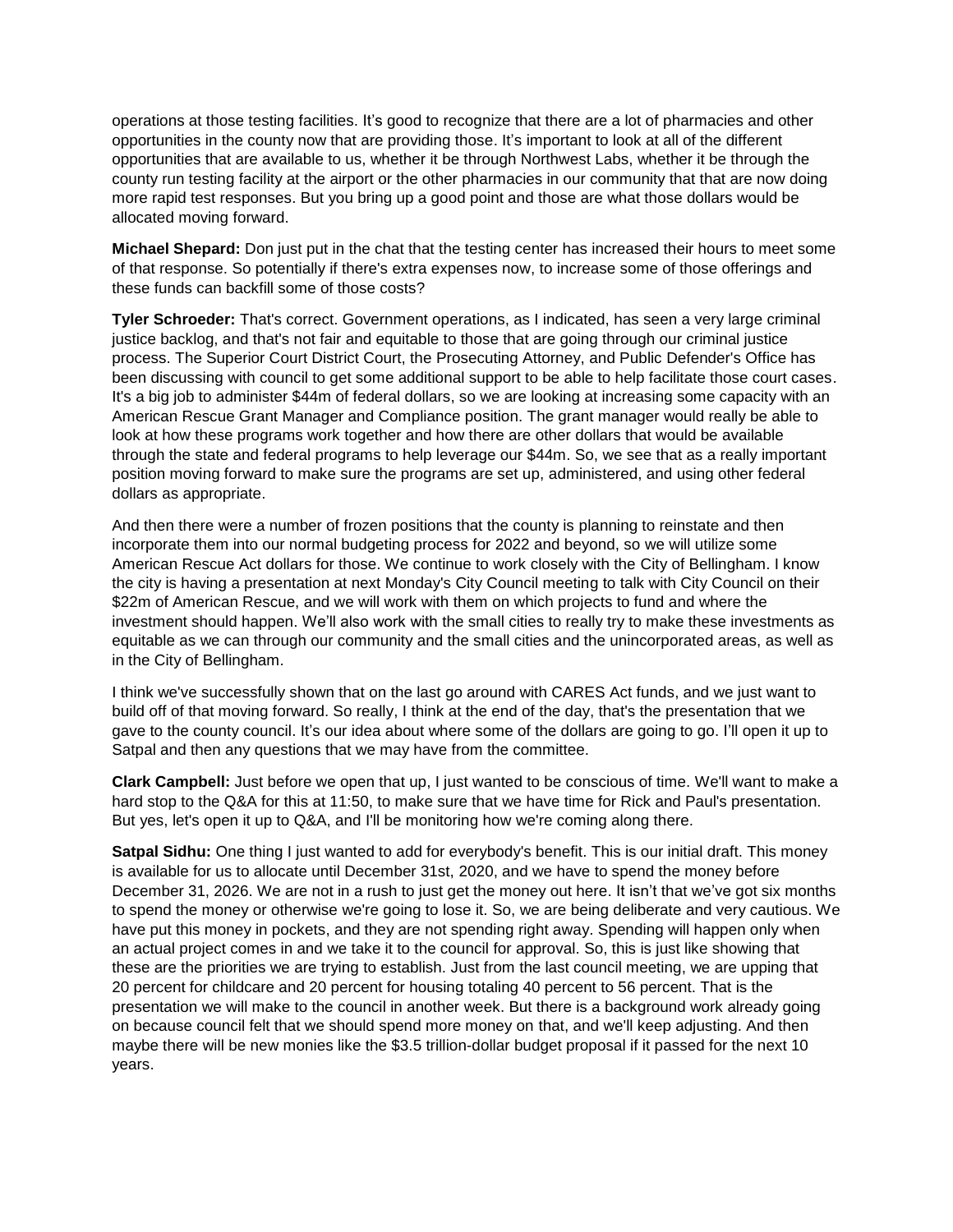operations at those testing facilities. It's good to recognize that there are a lot of pharmacies and other opportunities in the county now that are providing those. It's important to look at all of the different opportunities that are available to us, whether it be through Northwest Labs, whether it be through the county run testing facility at the airport or the other pharmacies in our community that that are now doing more rapid test responses. But you bring up a good point and those are what those dollars would be allocated moving forward.

**Michael Shepard:** Don just put in the chat that the testing center has increased their hours to meet some of that response. So potentially if there's extra expenses now, to increase some of those offerings and these funds can backfill some of those costs?

**Tyler Schroeder:** That's correct. Government operations, as I indicated, has seen a very large criminal justice backlog, and that's not fair and equitable to those that are going through our criminal justice process. The Superior Court District Court, the Prosecuting Attorney, and Public Defender's Office has been discussing with council to get some additional support to be able to help facilitate those court cases. It's a big job to administer $44m of federal dollars, so we are looking at increasing some capacity with an American Rescue Grant Manager and Compliance position. The grant manager would really be able to look at how these programs work together and how there are other dollars that would be available through the state and federal programs to help leverage our $44m. So, we see that as a really important position moving forward to make sure the programs are set up, administered, and using other federal dollars as appropriate.

And then there were a number of frozen positions that the county is planning to reinstate and then incorporate them into our normal budgeting process for 2022 and beyond, so we will utilize some American Rescue Act dollars for those. We continue to work closely with the City of Bellingham. I know the city is having a presentation at next Monday's City Council meeting to talk with City Council on their $22m of American Rescue, and we will work with them on which projects to fund and where the investment should happen. We'll also work with the small cities to really try to make these investments as equitable as we can through our community and the small cities and the unincorporated areas, as well as in the City of Bellingham.

I think we've successfully shown that on the last go around with CARES Act funds, and we just want to build off of that moving forward. So really, I think at the end of the day, that's the presentation that we gave to the county council. It's our idea about where some of the dollars are going to go. I'll open it up to Satpal and then any questions that we may have from the committee.

**Clark Campbell:** Just before we open that up, I just wanted to be conscious of time. We'll want to make a hard stop to the Q&A for this at 11:50, to make sure that we have time for Rick and Paul's presentation. But yes, let's open it up to Q&A, and I'll be monitoring how we're coming along there.

**Satpal Sidhu:** One thing I just wanted to add for everybody's benefit. This is our initial draft. This money is available for us to allocate until December 31st, 2020, and we have to spend the money before December 31, 2026. We are not in a rush to just get the money out here. It isn't that we've got six months to spend the money or otherwise we're going to lose it. So, we are being deliberate and very cautious. We have put this money in pockets, and they are not spending right away. Spending will happen only when an actual project comes in and we take it to the council for approval. So, this is just like showing that these are the priorities we are trying to establish. Just from the last council meeting, we are upping that 20 percent for childcare and 20 percent for housing totaling 40 percent to 56 percent. That is the presentation we will make to the council in another week. But there is a background work already going on because council felt that we should spend more money on that, and we'll keep adjusting. And then maybe there will be new monies like the $3.5 trillion-dollar budget proposal if it passed for the next 10 years.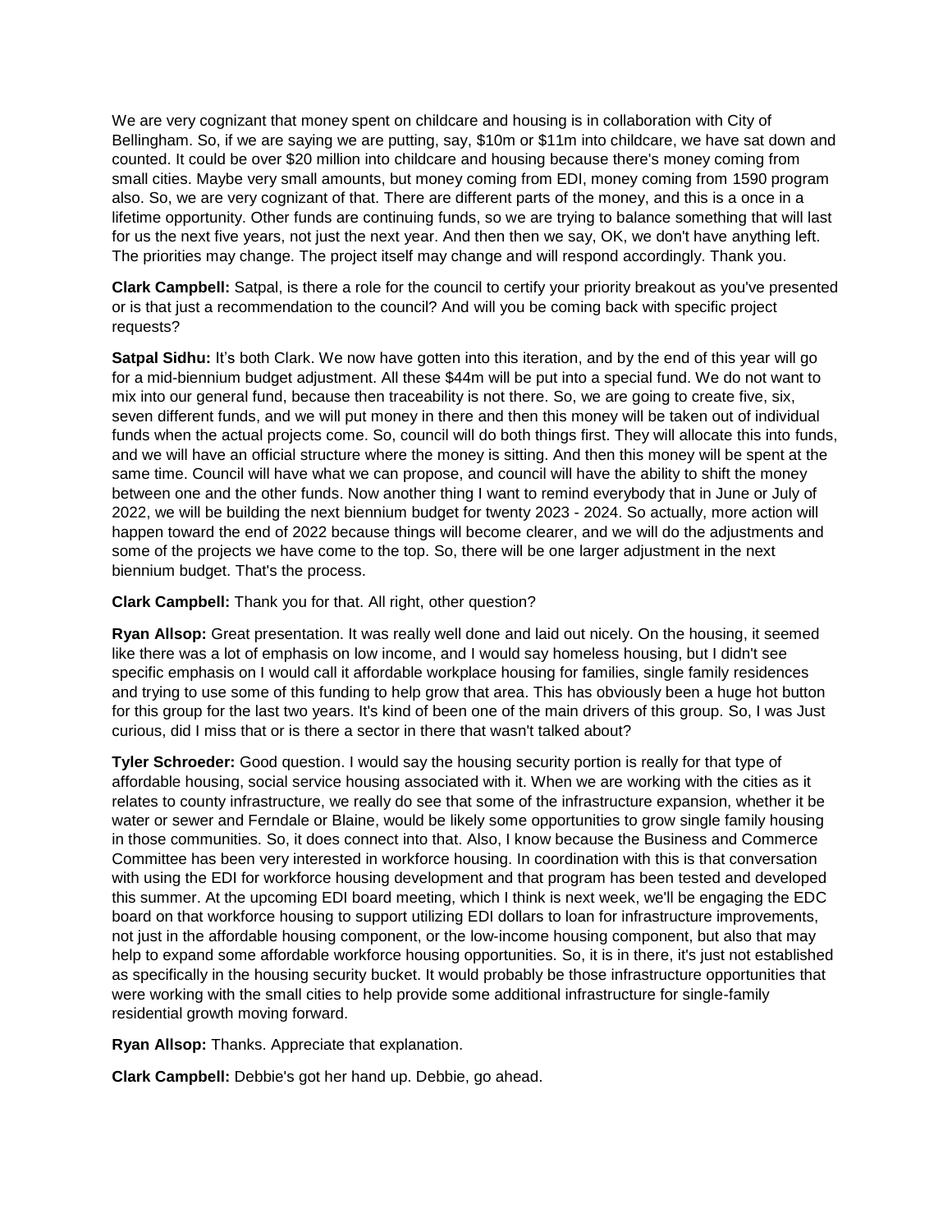We are very cognizant that money spent on childcare and housing is in collaboration with City of Bellingham. So, if we are saying we are putting, say, $10m or $11m into childcare, we have sat down and counted. It could be over $20 million into childcare and housing because there's money coming from small cities. Maybe very small amounts, but money coming from EDI, money coming from 1590 program also. So, we are very cognizant of that. There are different parts of the money, and this is a once in a lifetime opportunity. Other funds are continuing funds, so we are trying to balance something that will last for us the next five years, not just the next year. And then then we say, OK, we don't have anything left. The priorities may change. The project itself may change and will respond accordingly. Thank you.

**Clark Campbell:** Satpal, is there a role for the council to certify your priority breakout as you've presented or is that just a recommendation to the council? And will you be coming back with specific project requests?

**Satpal Sidhu:** It's both Clark. We now have gotten into this iteration, and by the end of this year will go for a mid-biennium budget adjustment. All these $44m will be put into a special fund. We do not want to mix into our general fund, because then traceability is not there. So, we are going to create five, six, seven different funds, and we will put money in there and then this money will be taken out of individual funds when the actual projects come. So, council will do both things first. They will allocate this into funds, and we will have an official structure where the money is sitting. And then this money will be spent at the same time. Council will have what we can propose, and council will have the ability to shift the money between one and the other funds. Now another thing I want to remind everybody that in June or July of 2022, we will be building the next biennium budget for twenty 2023 - 2024. So actually, more action will happen toward the end of 2022 because things will become clearer, and we will do the adjustments and some of the projects we have come to the top. So, there will be one larger adjustment in the next biennium budget. That's the process.

**Clark Campbell:** Thank you for that. All right, other question?

**Ryan Allsop:** Great presentation. It was really well done and laid out nicely. On the housing, it seemed like there was a lot of emphasis on low income, and I would say homeless housing, but I didn't see specific emphasis on I would call it affordable workplace housing for families, single family residences and trying to use some of this funding to help grow that area. This has obviously been a huge hot button for this group for the last two years. It's kind of been one of the main drivers of this group. So, I was Just curious, did I miss that or is there a sector in there that wasn't talked about?

**Tyler Schroeder:** Good question. I would say the housing security portion is really for that type of affordable housing, social service housing associated with it. When we are working with the cities as it relates to county infrastructure, we really do see that some of the infrastructure expansion, whether it be water or sewer and Ferndale or Blaine, would be likely some opportunities to grow single family housing in those communities. So, it does connect into that. Also, I know because the Business and Commerce Committee has been very interested in workforce housing. In coordination with this is that conversation with using the EDI for workforce housing development and that program has been tested and developed this summer. At the upcoming EDI board meeting, which I think is next week, we'll be engaging the EDC board on that workforce housing to support utilizing EDI dollars to loan for infrastructure improvements, not just in the affordable housing component, or the low-income housing component, but also that may help to expand some affordable workforce housing opportunities. So, it is in there, it's just not established as specifically in the housing security bucket. It would probably be those infrastructure opportunities that were working with the small cities to help provide some additional infrastructure for single-family residential growth moving forward.

**Ryan Allsop:** Thanks. Appreciate that explanation.

**Clark Campbell:** Debbie's got her hand up. Debbie, go ahead.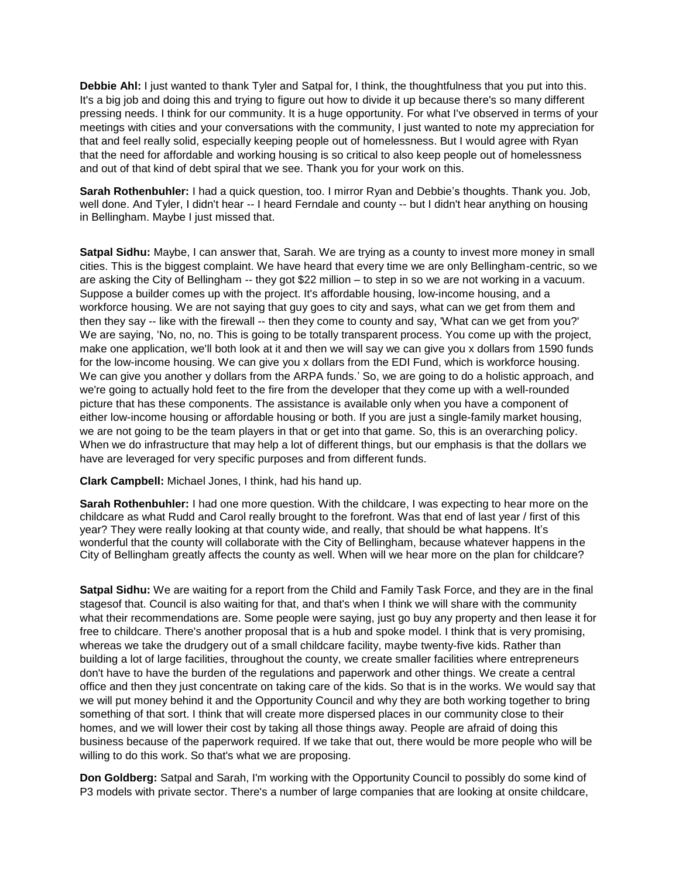**Debbie Ahl:** I just wanted to thank Tyler and Satpal for, I think, the thoughtfulness that you put into this. It's a big job and doing this and trying to figure out how to divide it up because there's so many different pressing needs. I think for our community. It is a huge opportunity. For what I've observed in terms of your meetings with cities and your conversations with the community, I just wanted to note my appreciation for that and feel really solid, especially keeping people out of homelessness. But I would agree with Ryan that the need for affordable and working housing is so critical to also keep people out of homelessness and out of that kind of debt spiral that we see. Thank you for your work on this.

**Sarah Rothenbuhler:** I had a quick question, too. I mirror Ryan and Debbie's thoughts. Thank you. Job, well done. And Tyler, I didn't hear -- I heard Ferndale and county -- but I didn't hear anything on housing in Bellingham. Maybe I just missed that.

**Satpal Sidhu:** Maybe, I can answer that, Sarah. We are trying as a county to invest more money in small cities. This is the biggest complaint. We have heard that every time we are only Bellingham-centric, so we are asking the City of Bellingham -- they got $22 million – to step in so we are not working in a vacuum. Suppose a builder comes up with the project. It's affordable housing, low-income housing, and a workforce housing. We are not saying that guy goes to city and says, what can we get from them and then they say -- like with the firewall -- then they come to county and say, 'What can we get from you?' We are saying, 'No, no, no. This is going to be totally transparent process. You come up with the project, make one application, we'll both look at it and then we will say we can give you x dollars from 1590 funds for the low-income housing. We can give you x dollars from the EDI Fund, which is workforce housing. We can give you another y dollars from the ARPA funds.' So, we are going to do a holistic approach, and we're going to actually hold feet to the fire from the developer that they come up with a well-rounded picture that has these components. The assistance is available only when you have a component of either low-income housing or affordable housing or both. If you are just a single-family market housing, we are not going to be the team players in that or get into that game. So, this is an overarching policy. When we do infrastructure that may help a lot of different things, but our emphasis is that the dollars we have are leveraged for very specific purposes and from different funds.

**Clark Campbell:** Michael Jones, I think, had his hand up.

**Sarah Rothenbuhler:** I had one more question. With the childcare, I was expecting to hear more on the childcare as what Rudd and Carol really brought to the forefront. Was that end of last year / first of this year? They were really looking at that county wide, and really, that should be what happens. It's wonderful that the county will collaborate with the City of Bellingham, because whatever happens in the City of Bellingham greatly affects the county as well. When will we hear more on the plan for childcare?

**Satpal Sidhu:** We are waiting for a report from the Child and Family Task Force, and they are in the final stagesof that. Council is also waiting for that, and that's when I think we will share with the community what their recommendations are. Some people were saying, just go buy any property and then lease it for free to childcare. There's another proposal that is a hub and spoke model. I think that is very promising, whereas we take the drudgery out of a small childcare facility, maybe twenty-five kids. Rather than building a lot of large facilities, throughout the county, we create smaller facilities where entrepreneurs don't have to have the burden of the regulations and paperwork and other things. We create a central office and then they just concentrate on taking care of the kids. So that is in the works. We would say that we will put money behind it and the Opportunity Council and why they are both working together to bring something of that sort. I think that will create more dispersed places in our community close to their homes, and we will lower their cost by taking all those things away. People are afraid of doing this business because of the paperwork required. If we take that out, there would be more people who will be willing to do this work. So that's what we are proposing.

**Don Goldberg:** Satpal and Sarah, I'm working with the Opportunity Council to possibly do some kind of P3 models with private sector. There's a number of large companies that are looking at onsite childcare,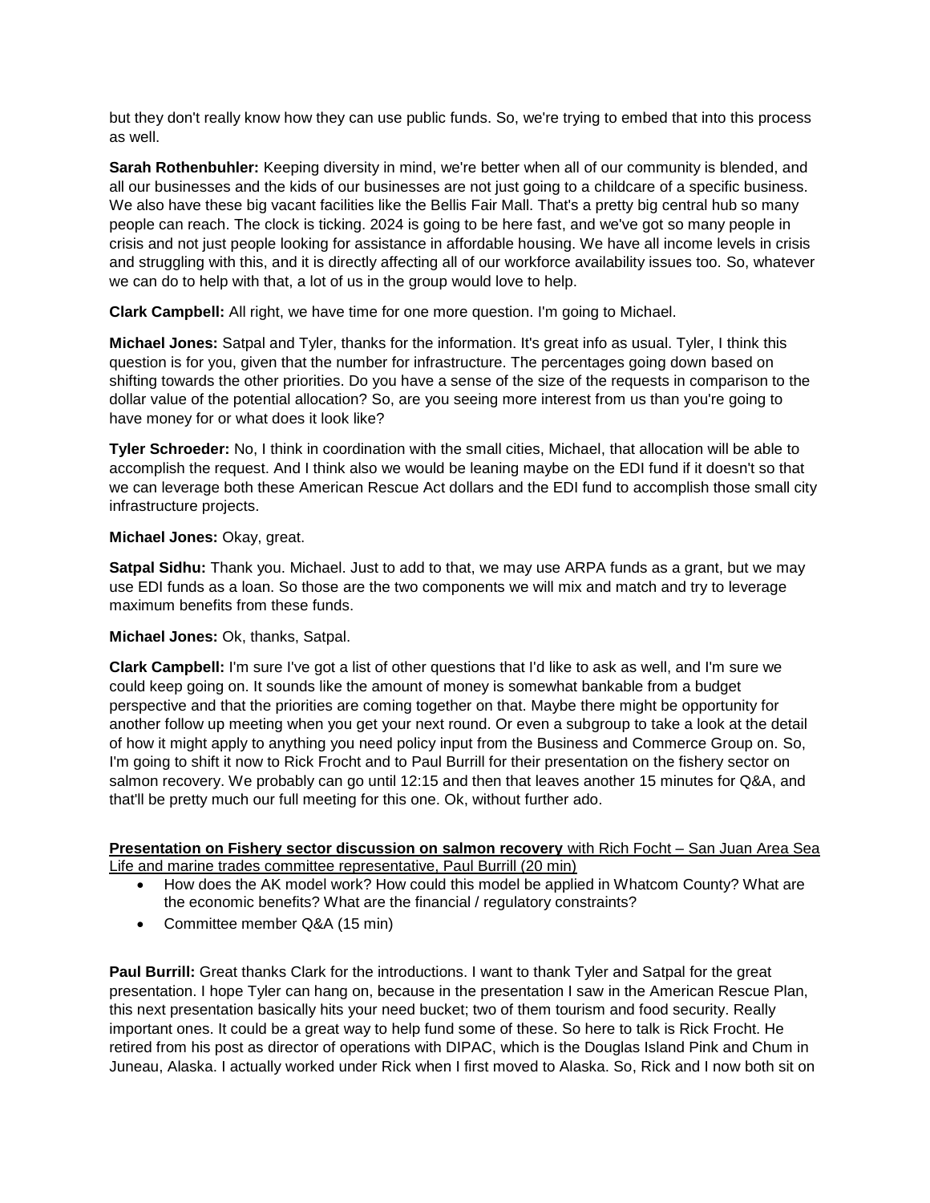but they don't really know how they can use public funds. So, we're trying to embed that into this process as well.

**Sarah Rothenbuhler:** Keeping diversity in mind, we're better when all of our community is blended, and all our businesses and the kids of our businesses are not just going to a childcare of a specific business. We also have these big vacant facilities like the Bellis Fair Mall. That's a pretty big central hub so many people can reach. The clock is ticking. 2024 is going to be here fast, and we've got so many people in crisis and not just people looking for assistance in affordable housing. We have all income levels in crisis and struggling with this, and it is directly affecting all of our workforce availability issues too. So, whatever we can do to help with that, a lot of us in the group would love to help.

**Clark Campbell:** All right, we have time for one more question. I'm going to Michael.

**Michael Jones:** Satpal and Tyler, thanks for the information. It's great info as usual. Tyler, I think this question is for you, given that the number for infrastructure. The percentages going down based on shifting towards the other priorities. Do you have a sense of the size of the requests in comparison to the dollar value of the potential allocation? So, are you seeing more interest from us than you're going to have money for or what does it look like?

**Tyler Schroeder:** No, I think in coordination with the small cities, Michael, that allocation will be able to accomplish the request. And I think also we would be leaning maybe on the EDI fund if it doesn't so that we can leverage both these American Rescue Act dollars and the EDI fund to accomplish those small city infrastructure projects.

**Michael Jones:** Okay, great.

**Satpal Sidhu:** Thank you. Michael. Just to add to that, we may use ARPA funds as a grant, but we may use EDI funds as a loan. So those are the two components we will mix and match and try to leverage maximum benefits from these funds.

**Michael Jones:** Ok, thanks, Satpal.

**Clark Campbell:** I'm sure I've got a list of other questions that I'd like to ask as well, and I'm sure we could keep going on. It sounds like the amount of money is somewhat bankable from a budget perspective and that the priorities are coming together on that. Maybe there might be opportunity for another follow up meeting when you get your next round. Or even a subgroup to take a look at the detail of how it might apply to anything you need policy input from the Business and Commerce Group on. So, I'm going to shift it now to Rick Frocht and to Paul Burrill for their presentation on the fishery sector on salmon recovery. We probably can go until 12:15 and then that leaves another 15 minutes for Q&A, and that'll be pretty much our full meeting for this one. Ok, without further ado.

**Presentation on Fishery sector discussion on salmon recovery** with Rich Focht – San Juan Area Sea Life and marine trades committee representative, Paul Burrill (20 min)

- How does the AK model work? How could this model be applied in Whatcom County? What are the economic benefits? What are the financial / regulatory constraints?
- Committee member Q&A (15 min)

**Paul Burrill:** Great thanks Clark for the introductions. I want to thank Tyler and Satpal for the great presentation. I hope Tyler can hang on, because in the presentation I saw in the American Rescue Plan, this next presentation basically hits your need bucket; two of them tourism and food security. Really important ones. It could be a great way to help fund some of these. So here to talk is Rick Frocht. He retired from his post as director of operations with DIPAC, which is the Douglas Island Pink and Chum in Juneau, Alaska. I actually worked under Rick when I first moved to Alaska. So, Rick and I now both sit on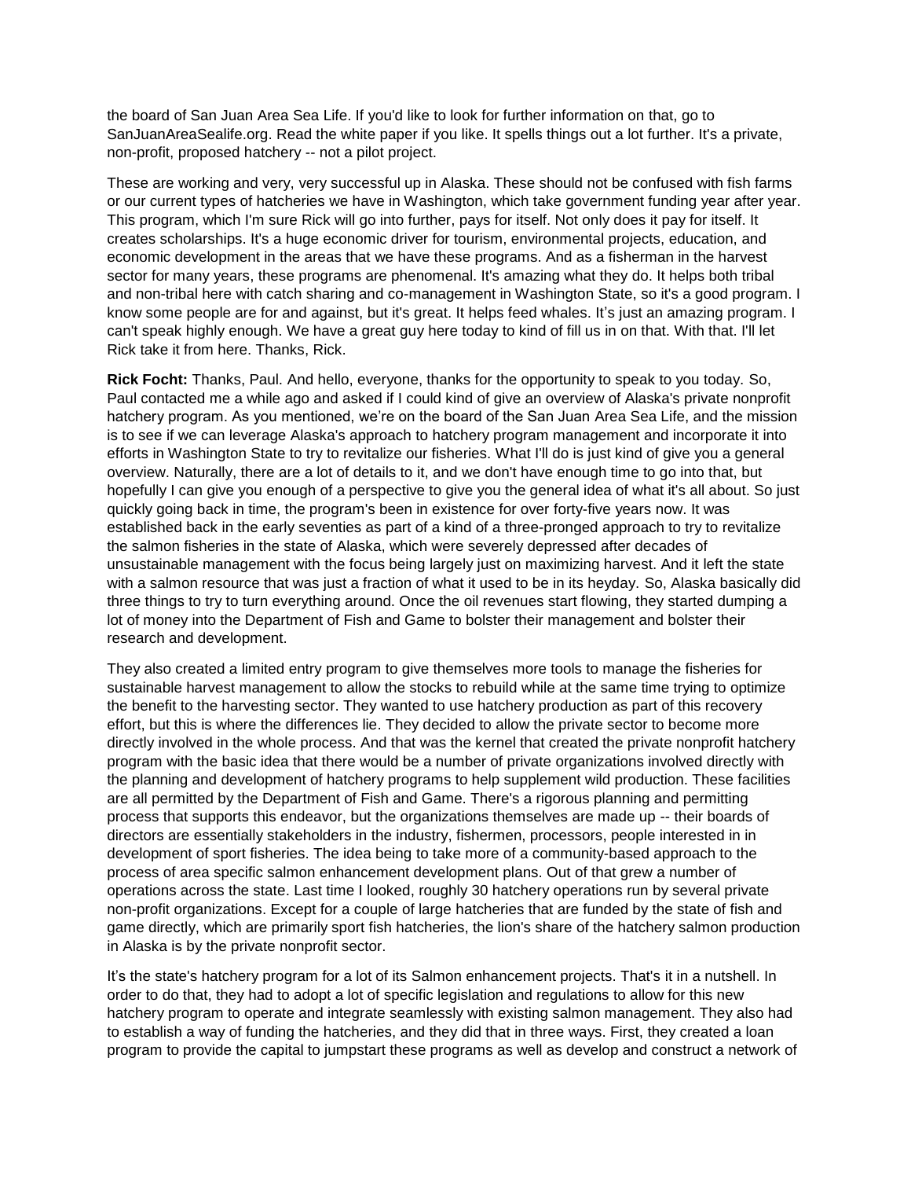the board of San Juan Area Sea Life. If you'd like to look for further information on that, go to SanJuanAreaSealife.org. Read the white paper if you like. It spells things out a lot further. It's a private, non-profit, proposed hatchery -- not a pilot project.

These are working and very, very successful up in Alaska. These should not be confused with fish farms or our current types of hatcheries we have in Washington, which take government funding year after year. This program, which I'm sure Rick will go into further, pays for itself. Not only does it pay for itself. It creates scholarships. It's a huge economic driver for tourism, environmental projects, education, and economic development in the areas that we have these programs. And as a fisherman in the harvest sector for many years, these programs are phenomenal. It's amazing what they do. It helps both tribal and non-tribal here with catch sharing and co-management in Washington State, so it's a good program. I know some people are for and against, but it's great. It helps feed whales. It's just an amazing program. I can't speak highly enough. We have a great guy here today to kind of fill us in on that. With that. I'll let Rick take it from here. Thanks, Rick.

**Rick Focht:** Thanks, Paul. And hello, everyone, thanks for the opportunity to speak to you today. So, Paul contacted me a while ago and asked if I could kind of give an overview of Alaska's private nonprofit hatchery program. As you mentioned, we're on the board of the San Juan Area Sea Life, and the mission is to see if we can leverage Alaska's approach to hatchery program management and incorporate it into efforts in Washington State to try to revitalize our fisheries. What I'll do is just kind of give you a general overview. Naturally, there are a lot of details to it, and we don't have enough time to go into that, but hopefully I can give you enough of a perspective to give you the general idea of what it's all about. So just quickly going back in time, the program's been in existence for over forty-five years now. It was established back in the early seventies as part of a kind of a three-pronged approach to try to revitalize the salmon fisheries in the state of Alaska, which were severely depressed after decades of unsustainable management with the focus being largely just on maximizing harvest. And it left the state with a salmon resource that was just a fraction of what it used to be in its heyday. So, Alaska basically did three things to try to turn everything around. Once the oil revenues start flowing, they started dumping a lot of money into the Department of Fish and Game to bolster their management and bolster their research and development.

They also created a limited entry program to give themselves more tools to manage the fisheries for sustainable harvest management to allow the stocks to rebuild while at the same time trying to optimize the benefit to the harvesting sector. They wanted to use hatchery production as part of this recovery effort, but this is where the differences lie. They decided to allow the private sector to become more directly involved in the whole process. And that was the kernel that created the private nonprofit hatchery program with the basic idea that there would be a number of private organizations involved directly with the planning and development of hatchery programs to help supplement wild production. These facilities are all permitted by the Department of Fish and Game. There's a rigorous planning and permitting process that supports this endeavor, but the organizations themselves are made up -- their boards of directors are essentially stakeholders in the industry, fishermen, processors, people interested in in development of sport fisheries. The idea being to take more of a community-based approach to the process of area specific salmon enhancement development plans. Out of that grew a number of operations across the state. Last time I looked, roughly 30 hatchery operations run by several private non-profit organizations. Except for a couple of large hatcheries that are funded by the state of fish and game directly, which are primarily sport fish hatcheries, the lion's share of the hatchery salmon production in Alaska is by the private nonprofit sector.

It's the state's hatchery program for a lot of its Salmon enhancement projects. That's it in a nutshell. In order to do that, they had to adopt a lot of specific legislation and regulations to allow for this new hatchery program to operate and integrate seamlessly with existing salmon management. They also had to establish a way of funding the hatcheries, and they did that in three ways. First, they created a loan program to provide the capital to jumpstart these programs as well as develop and construct a network of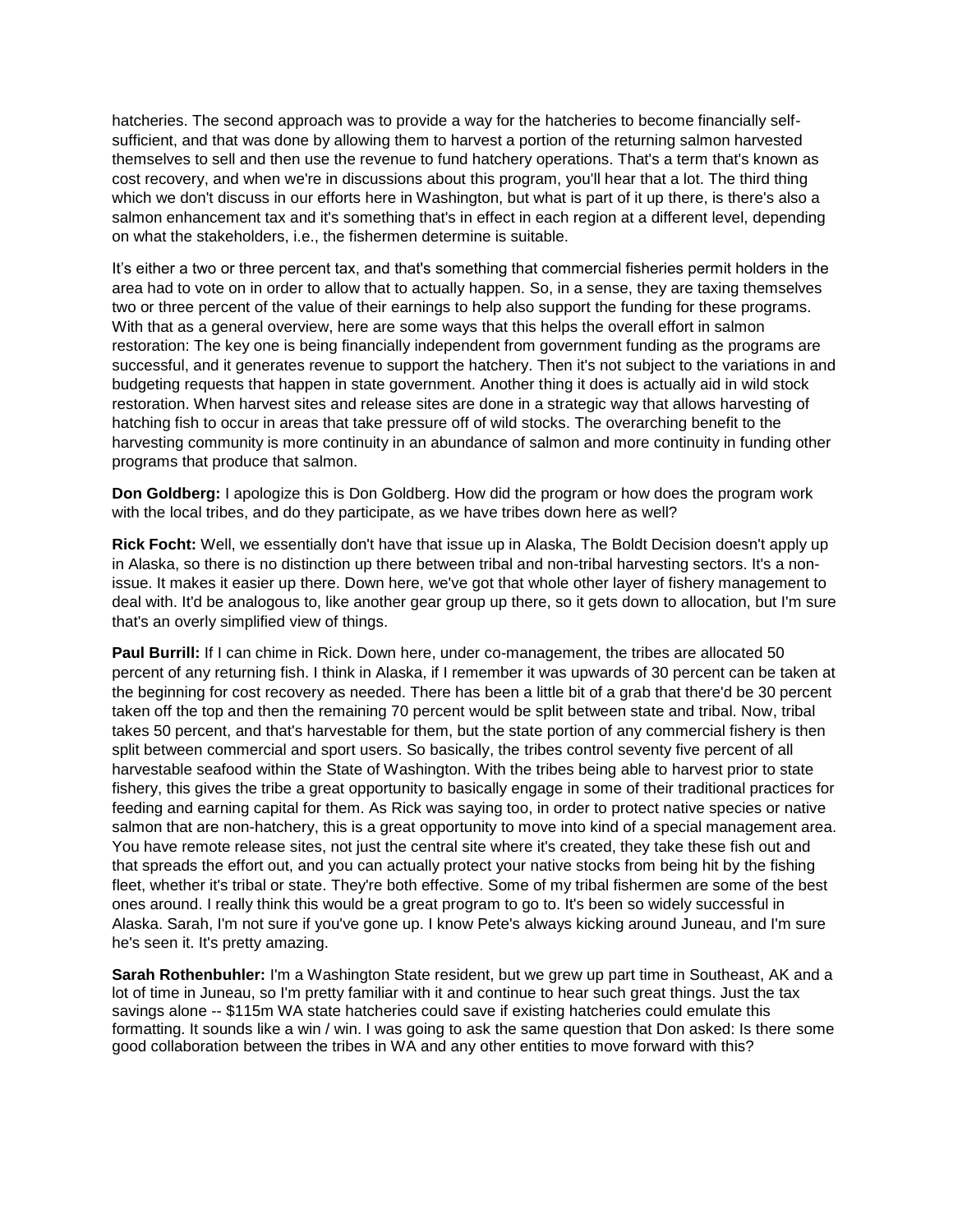hatcheries. The second approach was to provide a way for the hatcheries to become financially self-sufficient, and that was done by allowing them to harvest a portion of the returning salmon harvested themselves to sell and then use the revenue to fund hatchery operations. That's a term that's known as cost recovery, and when we're in discussions about this program, you'll hear that a lot. The third thing which we don't discuss in our efforts here in Washington, but what is part of it up there, is there's also a salmon enhancement tax and it's something that's in effect in each region at a different level, depending on what the stakeholders, i.e., the fishermen determine is suitable.

It's either a two or three percent tax, and that's something that commercial fisheries permit holders in the area had to vote on in order to allow that to actually happen. So, in a sense, they are taxing themselves two or three percent of the value of their earnings to help also support the funding for these programs. With that as a general overview, here are some ways that this helps the overall effort in salmon restoration: The key one is being financially independent from government funding as the programs are successful, and it generates revenue to support the hatchery. Then it's not subject to the variations in and budgeting requests that happen in state government. Another thing it does is actually aid in wild stock restoration. When harvest sites and release sites are done in a strategic way that allows harvesting of hatching fish to occur in areas that take pressure off of wild stocks. The overarching benefit to the harvesting community is more continuity in an abundance of salmon and more continuity in funding other programs that produce that salmon.

**Don Goldberg:** I apologize this is Don Goldberg. How did the program or how does the program work with the local tribes, and do they participate, as we have tribes down here as well?

**Rick Focht:** Well, we essentially don't have that issue up in Alaska, The Boldt Decision doesn't apply up in Alaska, so there is no distinction up there between tribal and non-tribal harvesting sectors. It's a non-issue. It makes it easier up there. Down here, we've got that whole other layer of fishery management to deal with. It'd be analogous to, like another gear group up there, so it gets down to allocation, but I'm sure that's an overly simplified view of things.

**Paul Burrill:** If I can chime in Rick. Down here, under co-management, the tribes are allocated 50 percent of any returning fish. I think in Alaska, if I remember it was upwards of 30 percent can be taken at the beginning for cost recovery as needed. There has been a little bit of a grab that there'd be 30 percent taken off the top and then the remaining 70 percent would be split between state and tribal. Now, tribal takes 50 percent, and that's harvestable for them, but the state portion of any commercial fishery is then split between commercial and sport users. So basically, the tribes control seventy five percent of all harvestable seafood within the State of Washington. With the tribes being able to harvest prior to state fishery, this gives the tribe a great opportunity to basically engage in some of their traditional practices for feeding and earning capital for them. As Rick was saying too, in order to protect native species or native salmon that are non-hatchery, this is a great opportunity to move into kind of a special management area. You have remote release sites, not just the central site where it's created, they take these fish out and that spreads the effort out, and you can actually protect your native stocks from being hit by the fishing fleet, whether it's tribal or state. They're both effective. Some of my tribal fishermen are some of the best ones around. I really think this would be a great program to go to. It's been so widely successful in Alaska. Sarah, I'm not sure if you've gone up. I know Pete's always kicking around Juneau, and I'm sure he's seen it. It's pretty amazing.

**Sarah Rothenbuhler:** I'm a Washington State resident, but we grew up part time in Southeast, AK and a lot of time in Juneau, so I'm pretty familiar with it and continue to hear such great things. Just the tax savings alone -- $115m WA state hatcheries could save if existing hatcheries could emulate this formatting. It sounds like a win / win. I was going to ask the same question that Don asked: Is there some good collaboration between the tribes in WA and any other entities to move forward with this?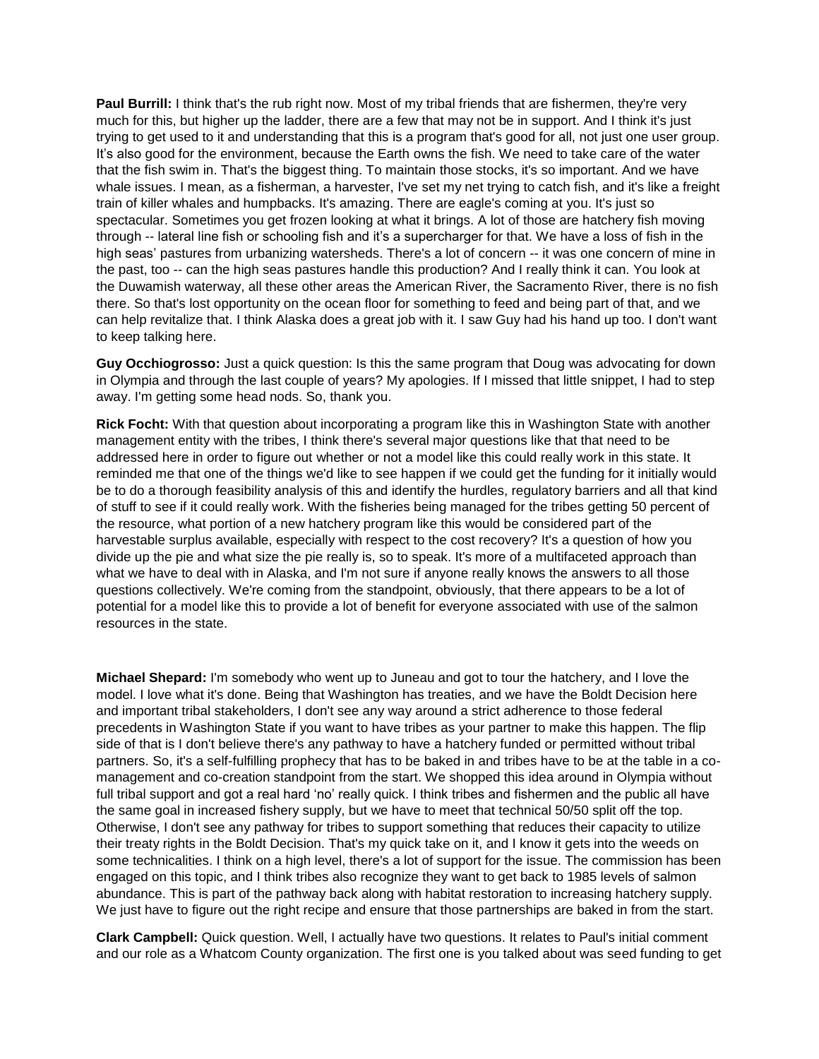**Paul Burrill:** I think that's the rub right now. Most of my tribal friends that are fishermen, they're very much for this, but higher up the ladder, there are a few that may not be in support. And I think it's just trying to get used to it and understanding that this is a program that's good for all, not just one user group. It's also good for the environment, because the Earth owns the fish. We need to take care of the water that the fish swim in. That's the biggest thing. To maintain those stocks, it's so important. And we have whale issues. I mean, as a fisherman, a harvester, I've set my net trying to catch fish, and it's like a freight train of killer whales and humpbacks. It's amazing. There are eagle's coming at you. It's just so spectacular. Sometimes you get frozen looking at what it brings. A lot of those are hatchery fish moving through -- lateral line fish or schooling fish and it's a supercharger for that. We have a loss of fish in the high seas' pastures from urbanizing watersheds. There's a lot of concern -- it was one concern of mine in the past, too -- can the high seas pastures handle this production? And I really think it can. You look at the Duwamish waterway, all these other areas the American River, the Sacramento River, there is no fish there. So that's lost opportunity on the ocean floor for something to feed and being part of that, and we can help revitalize that. I think Alaska does a great job with it. I saw Guy had his hand up too. I don't want to keep talking here.

**Guy Occhiogrosso:** Just a quick question: Is this the same program that Doug was advocating for down in Olympia and through the last couple of years? My apologies. If I missed that little snippet, I had to step away. I'm getting some head nods. So, thank you.

**Rick Focht:** With that question about incorporating a program like this in Washington State with another management entity with the tribes, I think there's several major questions like that that need to be addressed here in order to figure out whether or not a model like this could really work in this state. It reminded me that one of the things we'd like to see happen if we could get the funding for it initially would be to do a thorough feasibility analysis of this and identify the hurdles, regulatory barriers and all that kind of stuff to see if it could really work. With the fisheries being managed for the tribes getting 50 percent of the resource, what portion of a new hatchery program like this would be considered part of the harvestable surplus available, especially with respect to the cost recovery? It's a question of how you divide up the pie and what size the pie really is, so to speak. It's more of a multifaceted approach than what we have to deal with in Alaska, and I'm not sure if anyone really knows the answers to all those questions collectively. We're coming from the standpoint, obviously, that there appears to be a lot of potential for a model like this to provide a lot of benefit for everyone associated with use of the salmon resources in the state.

**Michael Shepard:** I'm somebody who went up to Juneau and got to tour the hatchery, and I love the model. I love what it's done. Being that Washington has treaties, and we have the Boldt Decision here and important tribal stakeholders, I don't see any way around a strict adherence to those federal precedents in Washington State if you want to have tribes as your partner to make this happen. The flip side of that is I don't believe there's any pathway to have a hatchery funded or permitted without tribal partners. So, it's a self-fulfilling prophecy that has to be baked in and tribes have to be at the table in a co-management and co-creation standpoint from the start. We shopped this idea around in Olympia without full tribal support and got a real hard 'no' really quick. I think tribes and fishermen and the public all have the same goal in increased fishery supply, but we have to meet that technical 50/50 split off the top. Otherwise, I don't see any pathway for tribes to support something that reduces their capacity to utilize their treaty rights in the Boldt Decision. That's my quick take on it, and I know it gets into the weeds on some technicalities. I think on a high level, there's a lot of support for the issue. The commission has been engaged on this topic, and I think tribes also recognize they want to get back to 1985 levels of salmon abundance. This is part of the pathway back along with habitat restoration to increasing hatchery supply. We just have to figure out the right recipe and ensure that those partnerships are baked in from the start.

**Clark Campbell:** Quick question. Well, I actually have two questions. It relates to Paul's initial comment and our role as a Whatcom County organization. The first one is you talked about was seed funding to get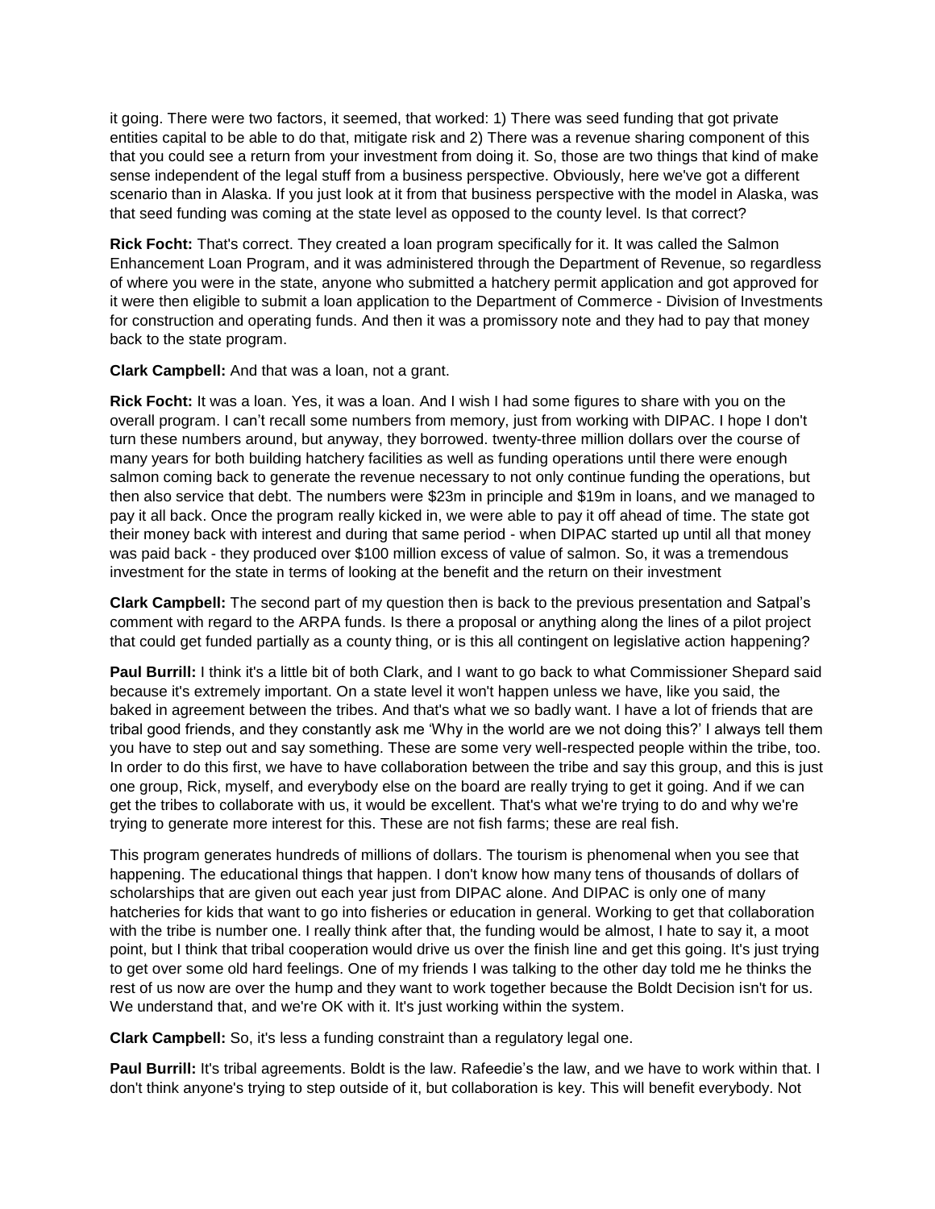it going. There were two factors, it seemed, that worked: 1) There was seed funding that got private entities capital to be able to do that, mitigate risk and 2) There was a revenue sharing component of this that you could see a return from your investment from doing it. So, those are two things that kind of make sense independent of the legal stuff from a business perspective. Obviously, here we've got a different scenario than in Alaska. If you just look at it from that business perspective with the model in Alaska, was that seed funding was coming at the state level as opposed to the county level. Is that correct?

**Rick Focht:** That's correct. They created a loan program specifically for it. It was called the Salmon Enhancement Loan Program, and it was administered through the Department of Revenue, so regardless of where you were in the state, anyone who submitted a hatchery permit application and got approved for it were then eligible to submit a loan application to the Department of Commerce - Division of Investments for construction and operating funds. And then it was a promissory note and they had to pay that money back to the state program.

**Clark Campbell:** And that was a loan, not a grant.

**Rick Focht:** It was a loan. Yes, it was a loan. And I wish I had some figures to share with you on the overall program. I can't recall some numbers from memory, just from working with DIPAC. I hope I don't turn these numbers around, but anyway, they borrowed. twenty-three million dollars over the course of many years for both building hatchery facilities as well as funding operations until there were enough salmon coming back to generate the revenue necessary to not only continue funding the operations, but then also service that debt. The numbers were $23m in principle and $19m in loans, and we managed to pay it all back. Once the program really kicked in, we were able to pay it off ahead of time. The state got their money back with interest and during that same period - when DIPAC started up until all that money was paid back - they produced over $100 million excess of value of salmon. So, it was a tremendous investment for the state in terms of looking at the benefit and the return on their investment

**Clark Campbell:** The second part of my question then is back to the previous presentation and Satpal's comment with regard to the ARPA funds. Is there a proposal or anything along the lines of a pilot project that could get funded partially as a county thing, or is this all contingent on legislative action happening?

**Paul Burrill:** I think it's a little bit of both Clark, and I want to go back to what Commissioner Shepard said because it's extremely important. On a state level it won't happen unless we have, like you said, the baked in agreement between the tribes. And that's what we so badly want. I have a lot of friends that are tribal good friends, and they constantly ask me 'Why in the world are we not doing this?' I always tell them you have to step out and say something. These are some very well-respected people within the tribe, too. In order to do this first, we have to have collaboration between the tribe and say this group, and this is just one group, Rick, myself, and everybody else on the board are really trying to get it going. And if we can get the tribes to collaborate with us, it would be excellent. That's what we're trying to do and why we're trying to generate more interest for this. These are not fish farms; these are real fish.

This program generates hundreds of millions of dollars. The tourism is phenomenal when you see that happening. The educational things that happen. I don't know how many tens of thousands of dollars of scholarships that are given out each year just from DIPAC alone. And DIPAC is only one of many hatcheries for kids that want to go into fisheries or education in general. Working to get that collaboration with the tribe is number one. I really think after that, the funding would be almost, I hate to say it, a moot point, but I think that tribal cooperation would drive us over the finish line and get this going. It's just trying to get over some old hard feelings. One of my friends I was talking to the other day told me he thinks the rest of us now are over the hump and they want to work together because the Boldt Decision isn't for us. We understand that, and we're OK with it. It's just working within the system.

**Clark Campbell:** So, it's less a funding constraint than a regulatory legal one.

**Paul Burrill:** It's tribal agreements. Boldt is the law. Rafeedie's the law, and we have to work within that. I don't think anyone's trying to step outside of it, but collaboration is key. This will benefit everybody. Not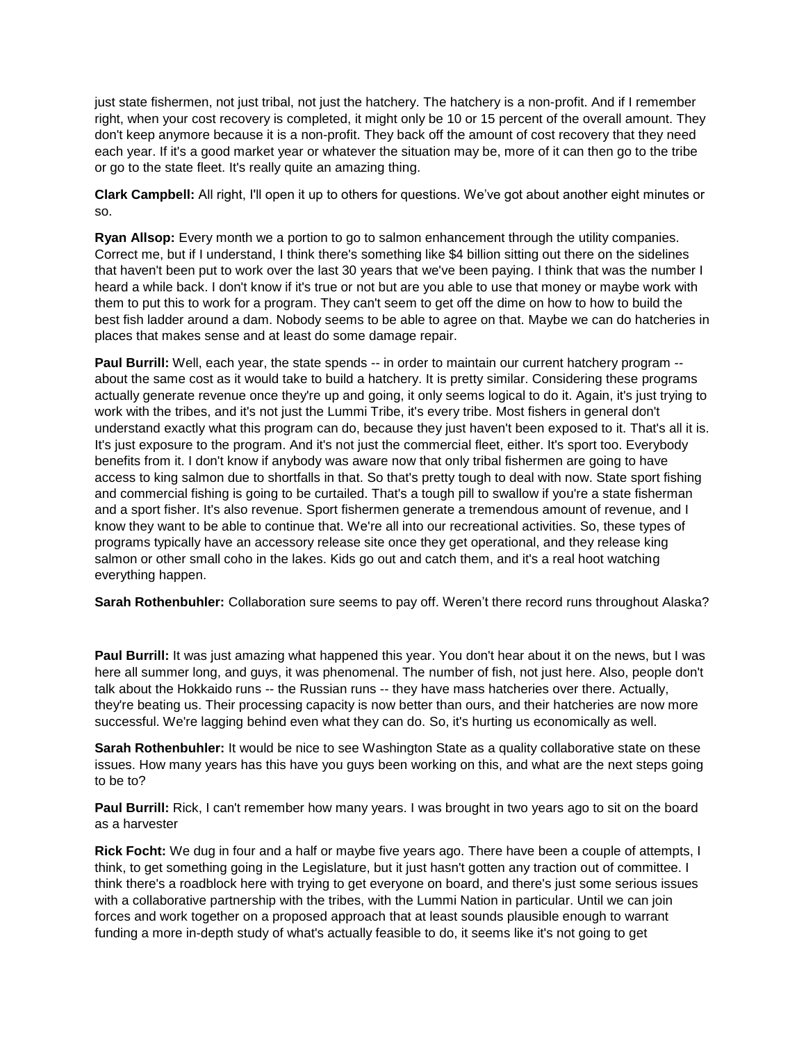just state fishermen, not just tribal, not just the hatchery. The hatchery is a non-profit. And if I remember right, when your cost recovery is completed, it might only be 10 or 15 percent of the overall amount. They don't keep anymore because it is a non-profit. They back off the amount of cost recovery that they need each year. If it's a good market year or whatever the situation may be, more of it can then go to the tribe or go to the state fleet. It's really quite an amazing thing.

**Clark Campbell:** All right, I'll open it up to others for questions. We've got about another eight minutes or so.

**Ryan Allsop:** Every month we a portion to go to salmon enhancement through the utility companies. Correct me, but if I understand, I think there's something like $4 billion sitting out there on the sidelines that haven't been put to work over the last 30 years that we've been paying. I think that was the number I heard a while back. I don't know if it's true or not but are you able to use that money or maybe work with them to put this to work for a program. They can't seem to get off the dime on how to how to build the best fish ladder around a dam. Nobody seems to be able to agree on that. Maybe we can do hatcheries in places that makes sense and at least do some damage repair.

**Paul Burrill:** Well, each year, the state spends -- in order to maintain our current hatchery program -- about the same cost as it would take to build a hatchery. It is pretty similar. Considering these programs actually generate revenue once they're up and going, it only seems logical to do it. Again, it's just trying to work with the tribes, and it's not just the Lummi Tribe, it's every tribe. Most fishers in general don't understand exactly what this program can do, because they just haven't been exposed to it. That's all it is. It's just exposure to the program. And it's not just the commercial fleet, either. It's sport too. Everybody benefits from it. I don't know if anybody was aware now that only tribal fishermen are going to have access to king salmon due to shortfalls in that. So that's pretty tough to deal with now. State sport fishing and commercial fishing is going to be curtailed. That's a tough pill to swallow if you're a state fisherman and a sport fisher. It's also revenue. Sport fishermen generate a tremendous amount of revenue, and I know they want to be able to continue that. We're all into our recreational activities. So, these types of programs typically have an accessory release site once they get operational, and they release king salmon or other small coho in the lakes. Kids go out and catch them, and it's a real hoot watching everything happen.

**Sarah Rothenbuhler:** Collaboration sure seems to pay off. Weren't there record runs throughout Alaska?

**Paul Burrill:** It was just amazing what happened this year. You don't hear about it on the news, but I was here all summer long, and guys, it was phenomenal. The number of fish, not just here. Also, people don't talk about the Hokkaido runs -- the Russian runs -- they have mass hatcheries over there. Actually, they're beating us. Their processing capacity is now better than ours, and their hatcheries are now more successful. We're lagging behind even what they can do. So, it's hurting us economically as well.

**Sarah Rothenbuhler:** It would be nice to see Washington State as a quality collaborative state on these issues. How many years has this have you guys been working on this, and what are the next steps going to be to?

**Paul Burrill:** Rick, I can't remember how many years. I was brought in two years ago to sit on the board as a harvester

**Rick Focht:** We dug in four and a half or maybe five years ago. There have been a couple of attempts, I think, to get something going in the Legislature, but it just hasn't gotten any traction out of committee. I think there's a roadblock here with trying to get everyone on board, and there's just some serious issues with a collaborative partnership with the tribes, with the Lummi Nation in particular. Until we can join forces and work together on a proposed approach that at least sounds plausible enough to warrant funding a more in-depth study of what's actually feasible to do, it seems like it's not going to get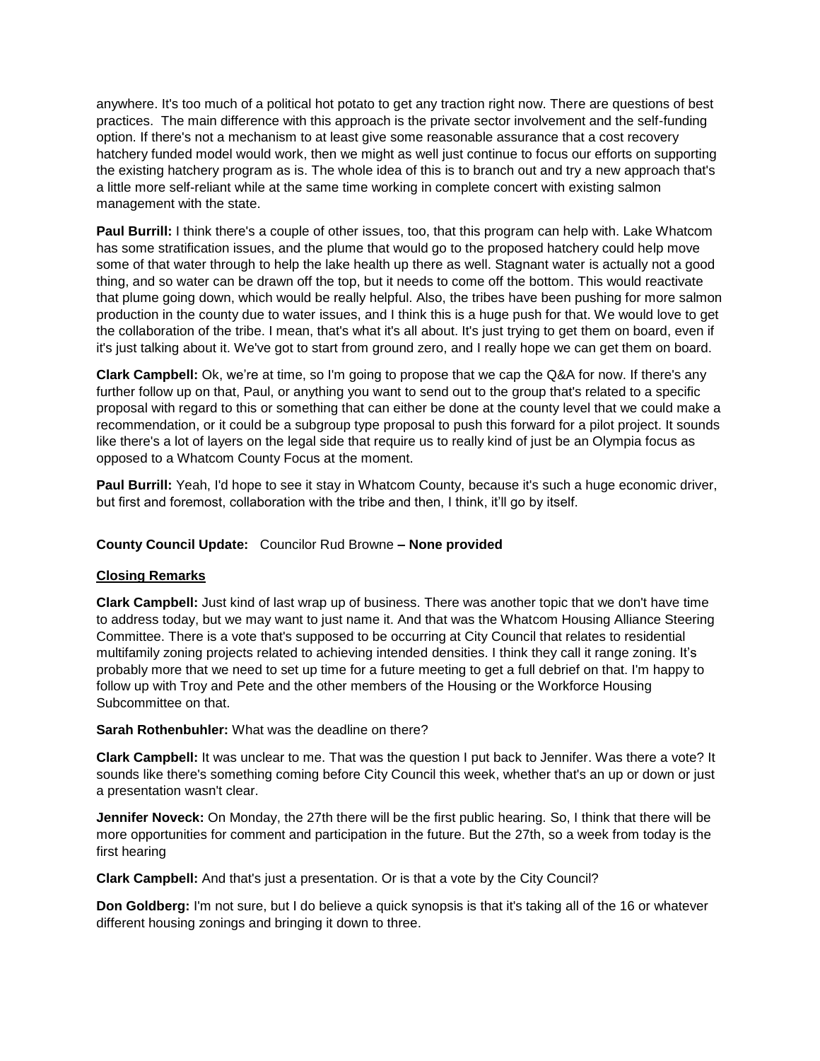anywhere. It's too much of a political hot potato to get any traction right now. There are questions of best practices. The main difference with this approach is the private sector involvement and the self-funding option. If there's not a mechanism to at least give some reasonable assurance that a cost recovery hatchery funded model would work, then we might as well just continue to focus our efforts on supporting the existing hatchery program as is. The whole idea of this is to branch out and try a new approach that's a little more self-reliant while at the same time working in complete concert with existing salmon management with the state.

**Paul Burrill:** I think there's a couple of other issues, too, that this program can help with. Lake Whatcom has some stratification issues, and the plume that would go to the proposed hatchery could help move some of that water through to help the lake health up there as well. Stagnant water is actually not a good thing, and so water can be drawn off the top, but it needs to come off the bottom. This would reactivate that plume going down, which would be really helpful. Also, the tribes have been pushing for more salmon production in the county due to water issues, and I think this is a huge push for that. We would love to get the collaboration of the tribe. I mean, that's what it's all about. It's just trying to get them on board, even if it's just talking about it. We've got to start from ground zero, and I really hope we can get them on board.

**Clark Campbell:** Ok, we're at time, so I'm going to propose that we cap the Q&A for now. If there's any further follow up on that, Paul, or anything you want to send out to the group that's related to a specific proposal with regard to this or something that can either be done at the county level that we could make a recommendation, or it could be a subgroup type proposal to push this forward for a pilot project. It sounds like there's a lot of layers on the legal side that require us to really kind of just be an Olympia focus as opposed to a Whatcom County Focus at the moment.

**Paul Burrill:** Yeah, I'd hope to see it stay in Whatcom County, because it's such a huge economic driver, but first and foremost, collaboration with the tribe and then, I think, it'll go by itself.

**County Council Update:** Councilor Rud Browne **– None provided**

**Closing Remarks**

**Clark Campbell:** Just kind of last wrap up of business. There was another topic that we don't have time to address today, but we may want to just name it. And that was the Whatcom Housing Alliance Steering Committee. There is a vote that's supposed to be occurring at City Council that relates to residential multifamily zoning projects related to achieving intended densities. I think they call it range zoning. It's probably more that we need to set up time for a future meeting to get a full debrief on that. I'm happy to follow up with Troy and Pete and the other members of the Housing or the Workforce Housing Subcommittee on that.

**Sarah Rothenbuhler:** What was the deadline on there?

**Clark Campbell:** It was unclear to me. That was the question I put back to Jennifer. Was there a vote? It sounds like there's something coming before City Council this week, whether that's an up or down or just a presentation wasn't clear.

**Jennifer Noveck:** On Monday, the 27th there will be the first public hearing. So, I think that there will be more opportunities for comment and participation in the future. But the 27th, so a week from today is the first hearing

**Clark Campbell:** And that's just a presentation. Or is that a vote by the City Council?

**Don Goldberg:** I'm not sure, but I do believe a quick synopsis is that it's taking all of the 16 or whatever different housing zonings and bringing it down to three.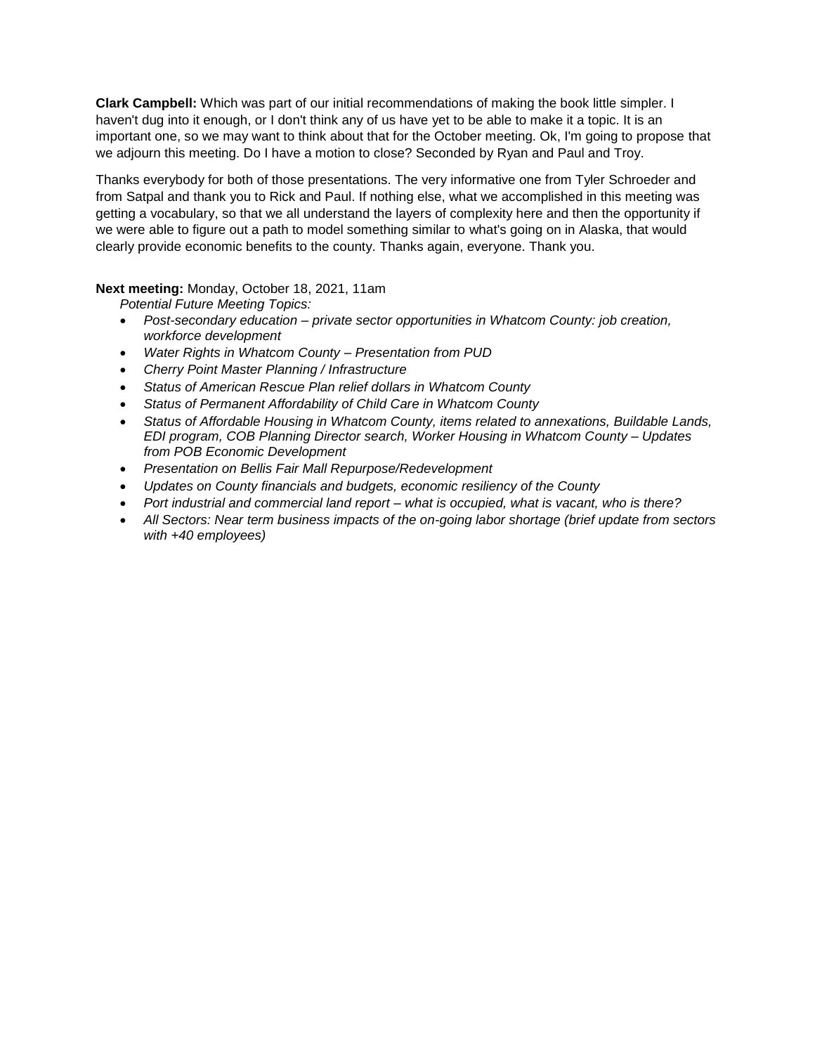**Clark Campbell:** Which was part of our initial recommendations of making the book little simpler. I haven't dug into it enough, or I don't think any of us have yet to be able to make it a topic. It is an important one, so we may want to think about that for the October meeting. Ok, I'm going to propose that we adjourn this meeting. Do I have a motion to close? Seconded by Ryan and Paul and Troy.

Thanks everybody for both of those presentations. The very informative one from Tyler Schroeder and from Satpal and thank you to Rick and Paul. If nothing else, what we accomplished in this meeting was getting a vocabulary, so that we all understand the layers of complexity here and then the opportunity if we were able to figure out a path to model something similar to what's going on in Alaska, that would clearly provide economic benefits to the county. Thanks again, everyone. Thank you.

**Next meeting:** Monday, October 18, 2021, 11am

*Potential Future Meeting Topics:*

- *Post-secondary education – private sector opportunities in Whatcom County: job creation, workforce development*
- *Water Rights in Whatcom County – Presentation from PUD*
- *Cherry Point Master Planning / Infrastructure*
- *Status of American Rescue Plan relief dollars in Whatcom County*
- *Status of Permanent Affordability of Child Care in Whatcom County*
- *Status of Affordable Housing in Whatcom County, items related to annexations, Buildable Lands, EDI program, COB Planning Director search, Worker Housing in Whatcom County – Updates from POB Economic Development*
- *Presentation on Bellis Fair Mall Repurpose/Redevelopment*
- *Updates on County financials and budgets, economic resiliency of the County*
- *Port industrial and commercial land report – what is occupied, what is vacant, who is there?*
- *All Sectors: Near term business impacts of the on-going labor shortage (brief update from sectors with +40 employees)*